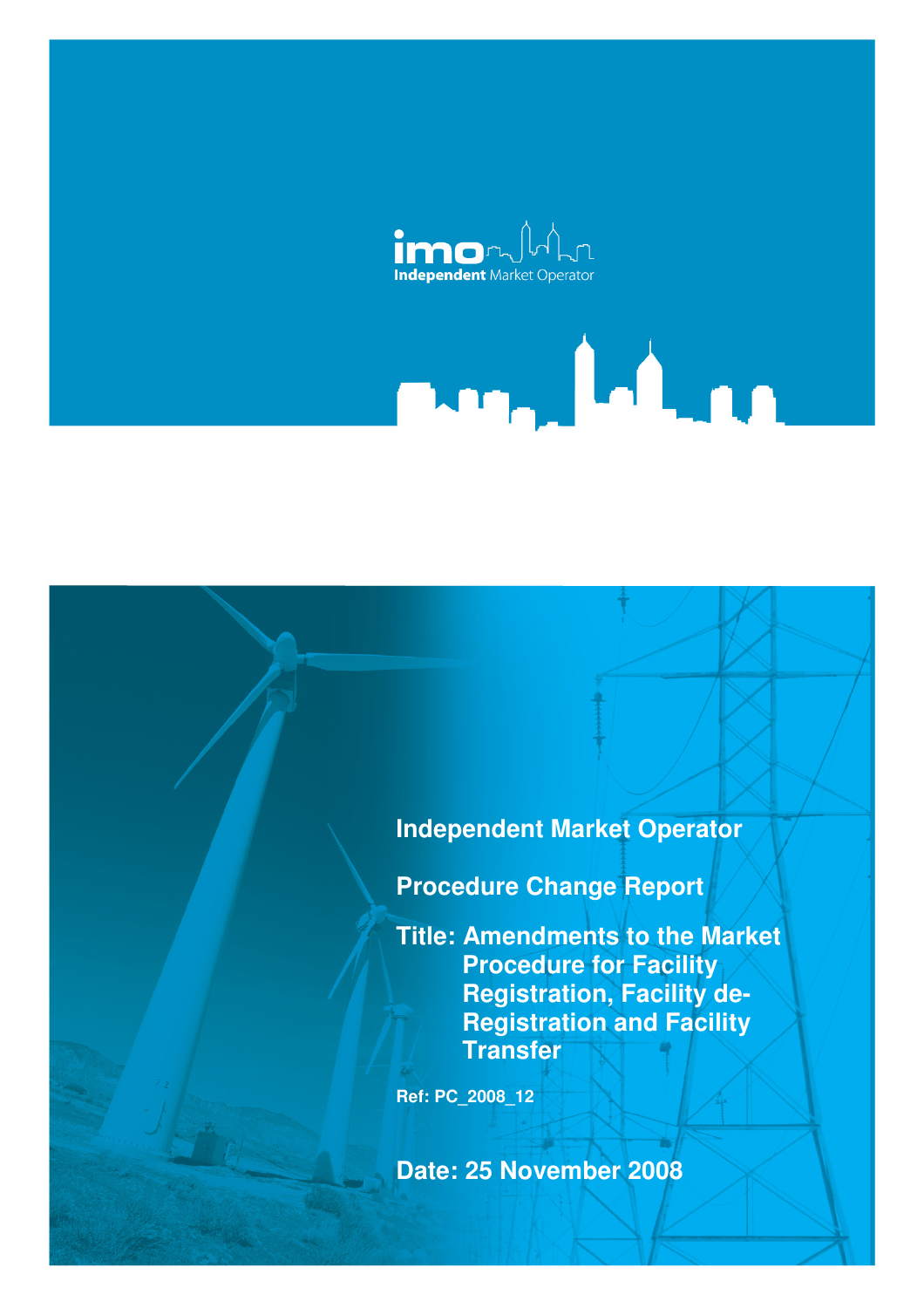imo Independent Market Operator

# Independent Market Operator

## Procedure Change Report

**Title: Amendments to the Market Procedure for Facility Registration, Facility de-Registration and Facility Transfer**

**Ref: PC_2008_12**

**Date: 25 November 2008**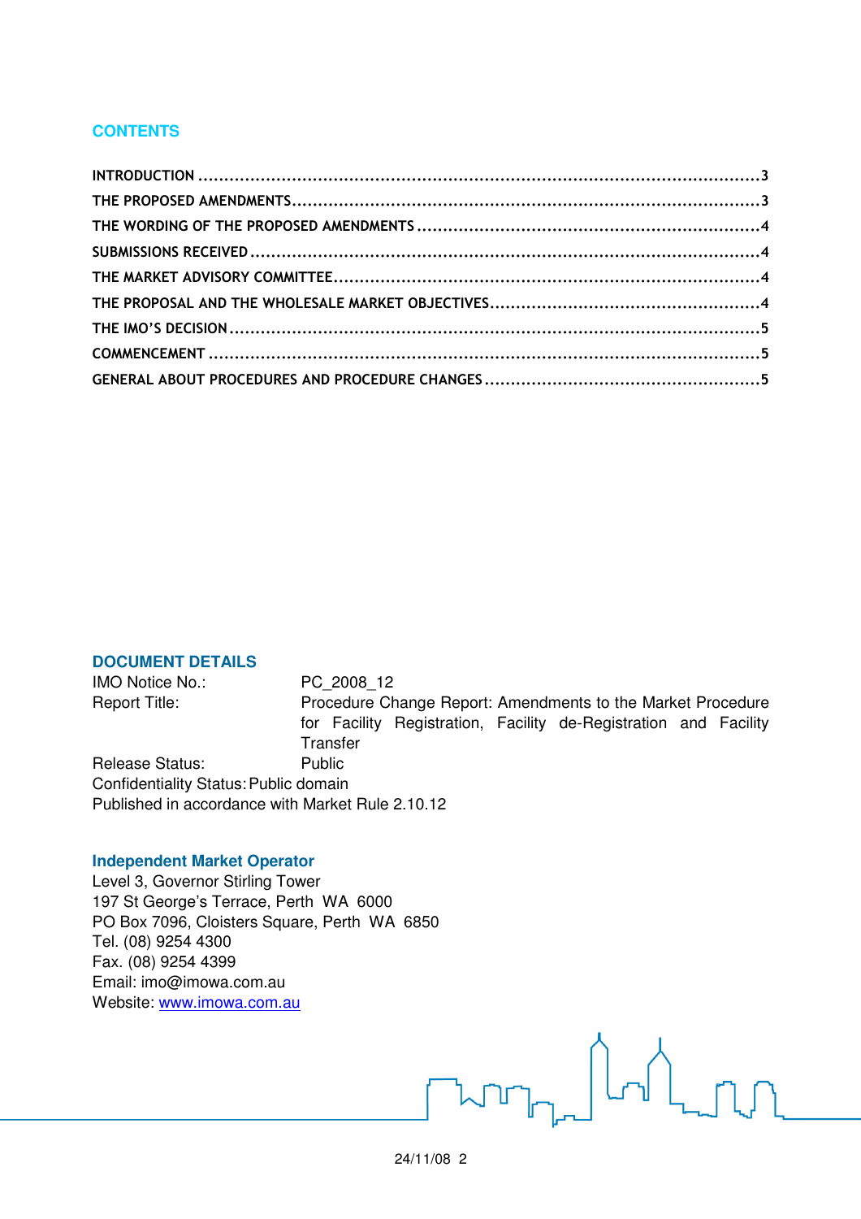## CONTENTS

| | |
|---|---|
| INTRODUCTION | 3 |
| THE PROPOSED AMENDMENTS | 3 |
| THE WORDING OF THE PROPOSED AMENDMENTS | 4 |
| SUBMISSIONS RECEIVED | 4 |
| THE MARKET ADVISORY COMMITTEE | 4 |
| THE PROPOSAL AND THE WHOLESALE MARKET OBJECTIVES | 4 |
| THE IMO'S DECISION | 5 |
| COMMENCEMENT | 5 |
| GENERAL ABOUT PROCEDURES AND PROCEDURE CHANGES | 5 |

## DOCUMENT DETAILS

IMO Notice No.: PC_2008_12
Report Title: Procedure Change Report: Amendments to the Market Procedure for Facility Registration, Facility de-Registration and Facility Transfer
Release Status: Public
Confidentiality Status: Public domain
Published in accordance with Market Rule 2.10.12

### Independent Market Operator

Level 3, Governor Stirling Tower
197 St George's Terrace, Perth WA 6000
PO Box 7096, Cloisters Square, Perth WA 6850
Tel. (08) 9254 4300
Fax. (08) 9254 4399
Email: imo@imowa.com.au
Website: www.imowa.com.au

24/11/08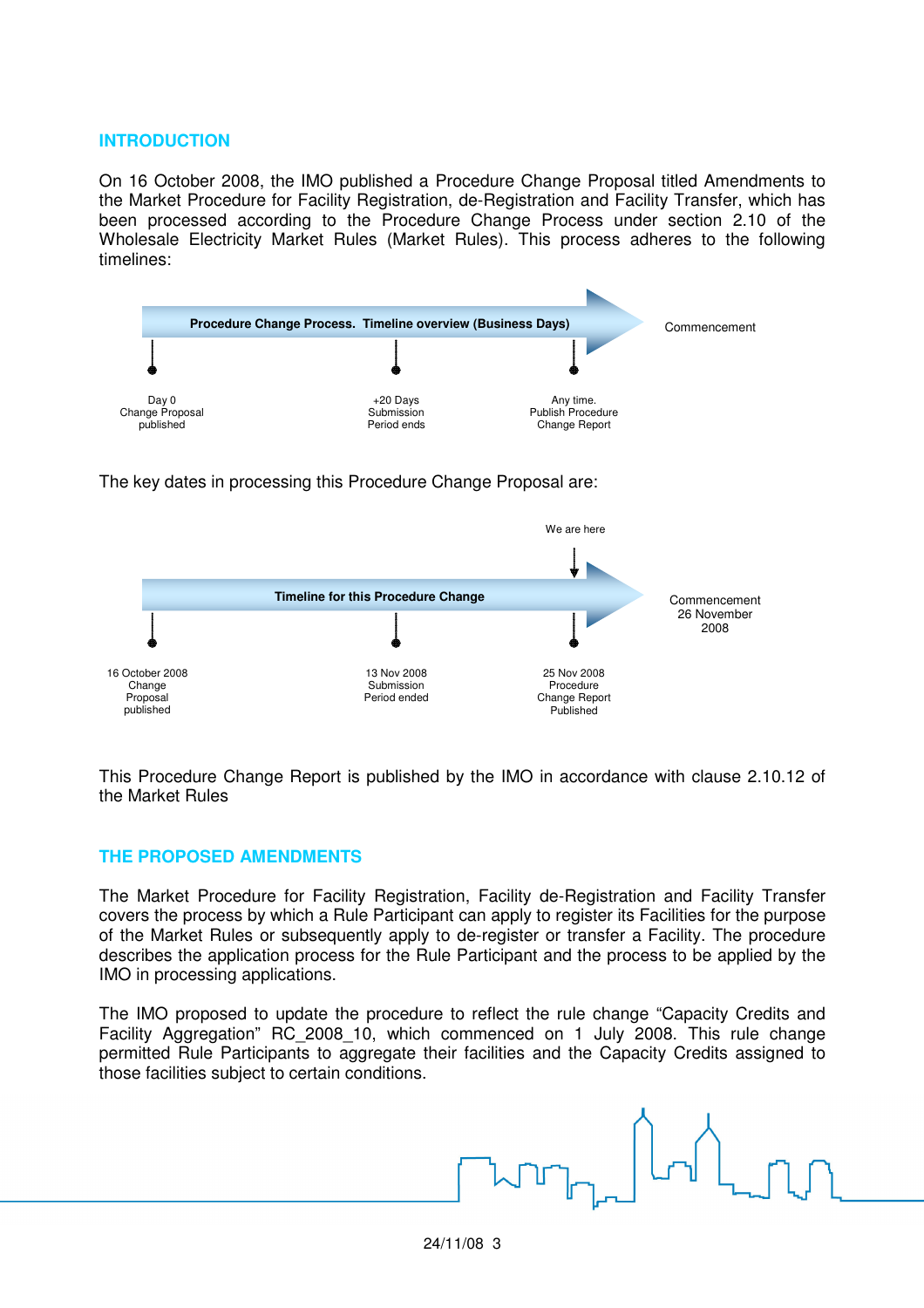## INTRODUCTION

On 16 October 2008, the IMO published a Procedure Change Proposal titled Amendments to the Market Procedure for Facility Registration, de-Registration and Facility Transfer, which has been processed according to the Procedure Change Process under section 2.10 of the Wholesale Electricity Market Rules (Market Rules). This process adheres to the following timelines:

**Procedure Change Process. Timeline overview (Business Days)**

| Day 0 | +20 Days | Any time. | Commencement |
|---|---|---|---|
| Change Proposal published | Submission Period ends | Publish Procedure Change Report | |

The key dates in processing this Procedure Change Proposal are:

**Timeline for this Procedure Change**

| 16 October 2008 | 13 Nov 2008 | 25 Nov 2008 (We are here) | Commencement 26 November 2008 |
|---|---|---|---|
| Change Proposal published | Submission Period ended | Procedure Change Report Published | |

This Procedure Change Report is published by the IMO in accordance with clause 2.10.12 of the Market Rules

## THE PROPOSED AMENDMENTS

The Market Procedure for Facility Registration, Facility de-Registration and Facility Transfer covers the process by which a Rule Participant can apply to register its Facilities for the purpose of the Market Rules or subsequently apply to de-register or transfer a Facility. The procedure describes the application process for the Rule Participant and the process to be applied by the IMO in processing applications.

The IMO proposed to update the procedure to reflect the rule change "Capacity Credits and Facility Aggregation" RC_2008_10, which commenced on 1 July 2008. This rule change permitted Rule Participants to aggregate their facilities and the Capacity Credits assigned to those facilities subject to certain conditions.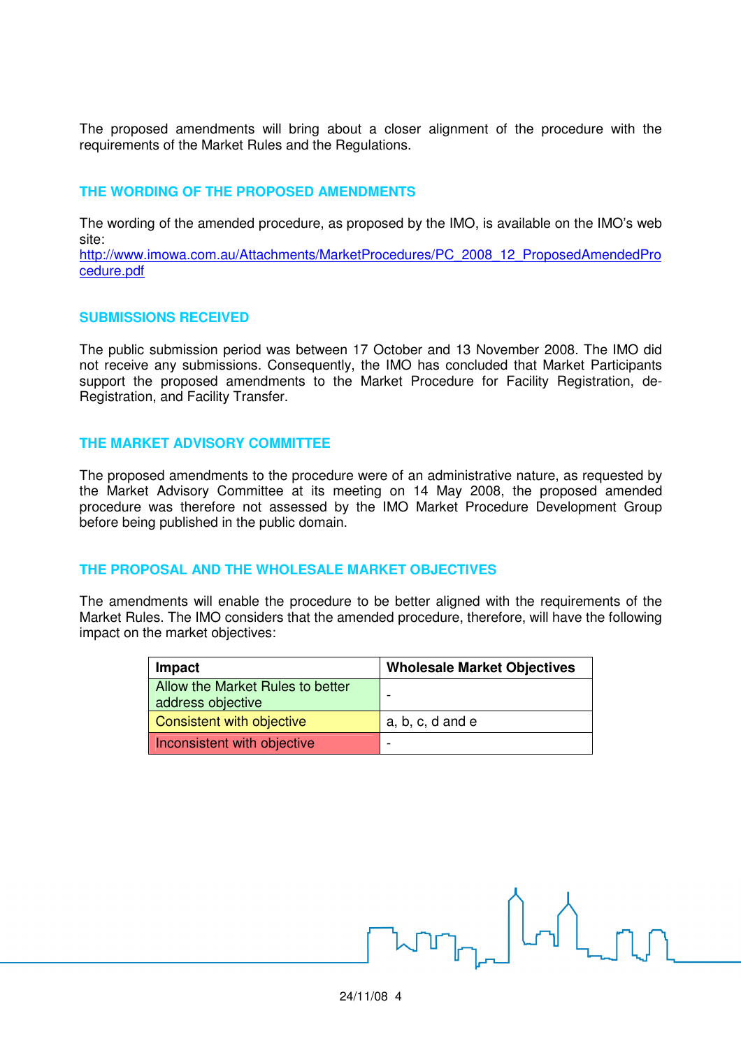The proposed amendments will bring about a closer alignment of the procedure with the requirements of the Market Rules and the Regulations.

## THE WORDING OF THE PROPOSED AMENDMENTS

The wording of the amended procedure, as proposed by the IMO, is available on the IMO's web site:
http://www.imowa.com.au/Attachments/MarketProcedures/PC_2008_12_ProposedAmendedProcedure.pdf

## SUBMISSIONS RECEIVED

The public submission period was between 17 October and 13 November 2008. The IMO did not receive any submissions. Consequently, the IMO has concluded that Market Participants support the proposed amendments to the Market Procedure for Facility Registration, de-Registration, and Facility Transfer.

## THE MARKET ADVISORY COMMITTEE

The proposed amendments to the procedure were of an administrative nature, as requested by the Market Advisory Committee at its meeting on 14 May 2008, the proposed amended procedure was therefore not assessed by the IMO Market Procedure Development Group before being published in the public domain.

## THE PROPOSAL AND THE WHOLESALE MARKET OBJECTIVES

The amendments will enable the procedure to be better aligned with the requirements of the Market Rules. The IMO considers that the amended procedure, therefore, will have the following impact on the market objectives:

| Impact | Wholesale Market Objectives |
|---|---|
| Allow the Market Rules to better address objective | - |
| Consistent with objective | a, b, c, d and e |
| Inconsistent with objective | - |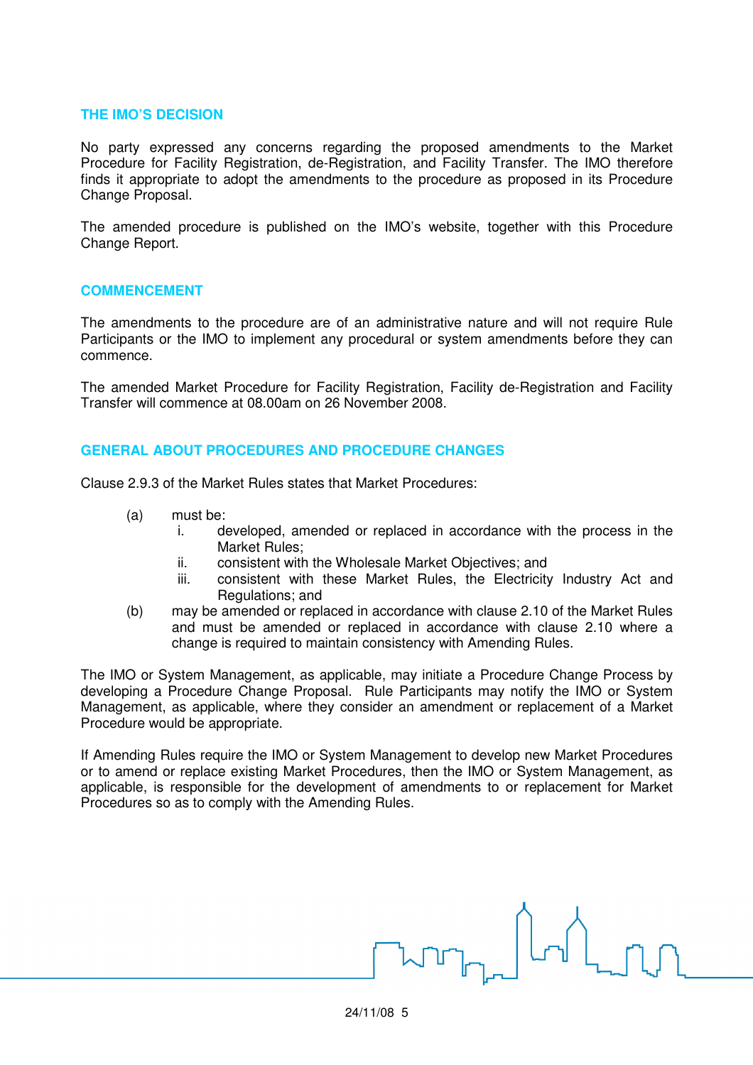## THE IMO'S DECISION

No party expressed any concerns regarding the proposed amendments to the Market Procedure for Facility Registration, de-Registration, and Facility Transfer. The IMO therefore finds it appropriate to adopt the amendments to the procedure as proposed in its Procedure Change Proposal.

The amended procedure is published on the IMO's website, together with this Procedure Change Report.

## COMMENCEMENT

The amendments to the procedure are of an administrative nature and will not require Rule Participants or the IMO to implement any procedural or system amendments before they can commence.

The amended Market Procedure for Facility Registration, Facility de-Registration and Facility Transfer will commence at 08.00am on 26 November 2008.

## GENERAL ABOUT PROCEDURES AND PROCEDURE CHANGES

Clause 2.9.3 of the Market Rules states that Market Procedures:

(a) must be:
   i. developed, amended or replaced in accordance with the process in the Market Rules;
   ii. consistent with the Wholesale Market Objectives; and
   iii. consistent with these Market Rules, the Electricity Industry Act and Regulations; and

(b) may be amended or replaced in accordance with clause 2.10 of the Market Rules and must be amended or replaced in accordance with clause 2.10 where a change is required to maintain consistency with Amending Rules.

The IMO or System Management, as applicable, may initiate a Procedure Change Process by developing a Procedure Change Proposal. Rule Participants may notify the IMO or System Management, as applicable, where they consider an amendment or replacement of a Market Procedure would be appropriate.

If Amending Rules require the IMO or System Management to develop new Market Procedures or to amend or replace existing Market Procedures, then the IMO or System Management, as applicable, is responsible for the development of amendments to or replacement for Market Procedures so as to comply with the Amending Rules.